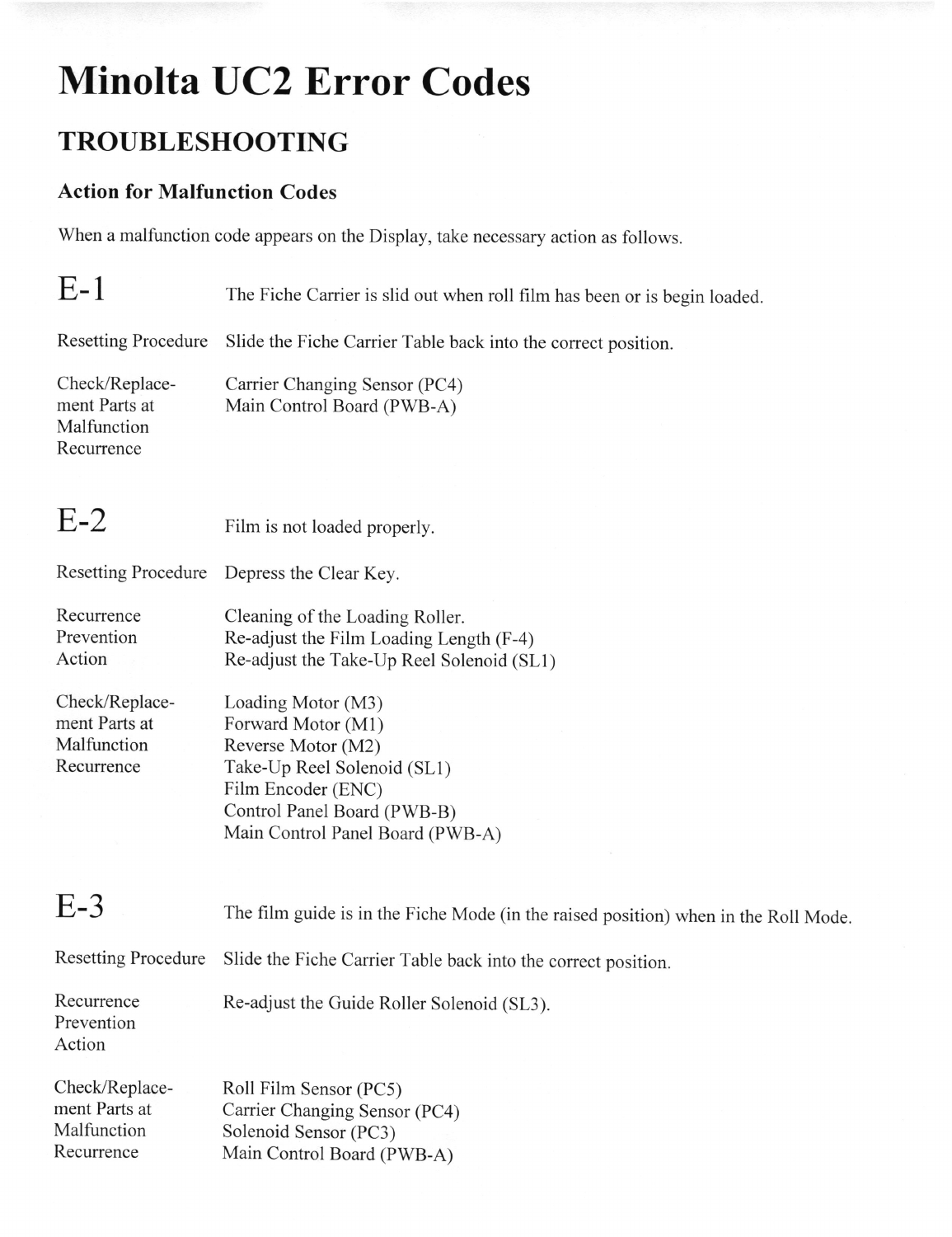# Minolta UC2 Error Codes

## TROUBLESHOOTING

### Action for Malfunction Codes

When a malfunction code appears on the Display, take necessary action as follows.

## E-1

The Fiche Carrier is slid out when roll film has been or is begin loaded.

| | |
|---|---|
| Resetting Procedure | Slide the Fiche Carrier Table back into the correct position. |
| Check/Replacement Parts at Malfunction Recurrence | Carrier Changing Sensor (PC4)<br>Main Control Board (PWB-A) |

## E-2

Film is not loaded properly.

| | |
|---|---|
| Resetting Procedure | Depress the Clear Key. |
| Recurrence Prevention Action | Cleaning of the Loading Roller.<br>Re-adjust the Film Loading Length (F-4)<br>Re-adjust the Take-Up Reel Solenoid (SL1) |
| Check/Replacement Parts at Malfunction Recurrence | Loading Motor (M3)<br>Forward Motor (M1)<br>Reverse Motor (M2)<br>Take-Up Reel Solenoid (SL1)<br>Film Encoder (ENC)<br>Control Panel Board (PWB-B)<br>Main Control Panel Board (PWB-A) |

## E-3

The film guide is in the Fiche Mode (in the raised position) when in the Roll Mode.

| | |
|---|---|
| Resetting Procedure | Slide the Fiche Carrier Table back into the correct position. |
| Recurrence Prevention Action | Re-adjust the Guide Roller Solenoid (SL3). |
| Check/Replacement Parts at Malfunction Recurrence | Roll Film Sensor (PC5)<br>Carrier Changing Sensor (PC4)<br>Solenoid Sensor (PC3)<br>Main Control Board (PWB-A) |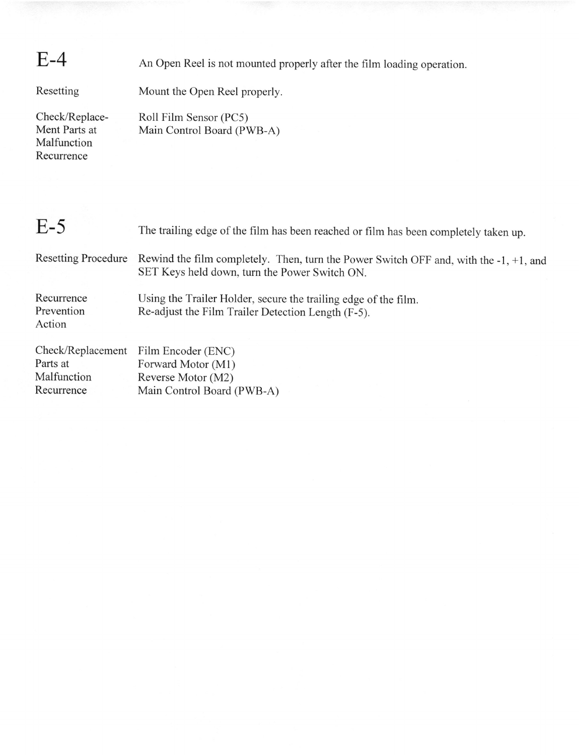## E-4

An Open Reel is not mounted properly after the film loading operation.

| | |
|---|---|
| Resetting | Mount the Open Reel properly. |
| Check/Replace-Ment Parts at Malfunction Recurrence | Roll Film Sensor (PC5)<br>Main Control Board (PWB-A) |

## E-5

The trailing edge of the film has been reached or film has been completely taken up.

| | |
|---|---|
| Resetting Procedure | Rewind the film completely. Then, turn the Power Switch OFF and, with the -1, +1, and SET Keys held down, turn the Power Switch ON. |
| Recurrence Prevention Action | Using the Trailer Holder, secure the trailing edge of the film.<br>Re-adjust the Film Trailer Detection Length (F-5). |
| Check/Replacement Parts at Malfunction Recurrence | Film Encoder (ENC)<br>Forward Motor (M1)<br>Reverse Motor (M2)<br>Main Control Board (PWB-A) |